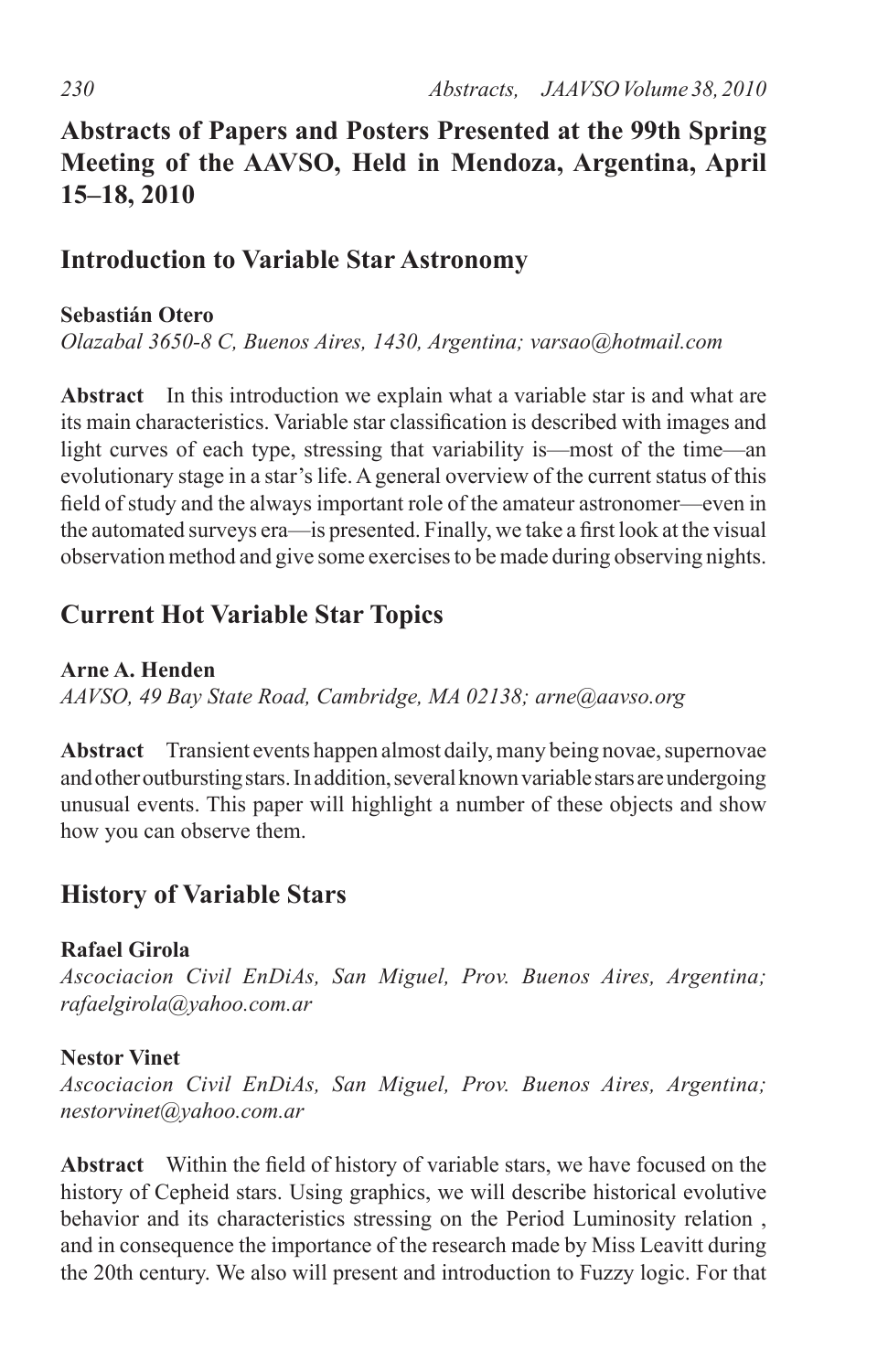# Abstracts of Papers and Posters Presented at the 99th Spring Meeting of the AAVSO, Held in Mendoza, Argentina, April 15–18, 2010

## Introduction to Variable Star Astronomy

**Sebastián Otero**
*Olazabal 3650-8 C, Buenos Aires, 1430, Argentina; varsao@hotmail.com*

**Abstract** In this introduction we explain what a variable star is and what are its main characteristics. Variable star classification is described with images and light curves of each type, stressing that variability is—most of the time—an evolutionary stage in a star's life. A general overview of the current status of this field of study and the always important role of the amateur astronomer—even in the automated surveys era—is presented. Finally, we take a first look at the visual observation method and give some exercises to be made during observing nights.

## Current Hot Variable Star Topics

**Arne A. Henden**
*AAVSO, 49 Bay State Road, Cambridge, MA 02138; arne@aavso.org*

**Abstract** Transient events happen almost daily, many being novae, supernovae and other outbursting stars. In addition, several known variable stars are undergoing unusual events. This paper will highlight a number of these objects and show how you can observe them.

## History of Variable Stars

**Rafael Girola**
*Ascociacion Civil EnDiAs, San Miguel, Prov. Buenos Aires, Argentina; rafaelgirola@yahoo.com.ar*

**Nestor Vinet**
*Ascociacion Civil EnDiAs, San Miguel, Prov. Buenos Aires, Argentina; nestorvinet@yahoo.com.ar*

**Abstract** Within the field of history of variable stars, we have focused on the history of Cepheid stars. Using graphics, we will describe historical evolutive behavior and its characteristics stressing on the Period Luminosity relation , and in consequence the importance of the research made by Miss Leavitt during the 20th century. We also will present and introduction to Fuzzy logic. For that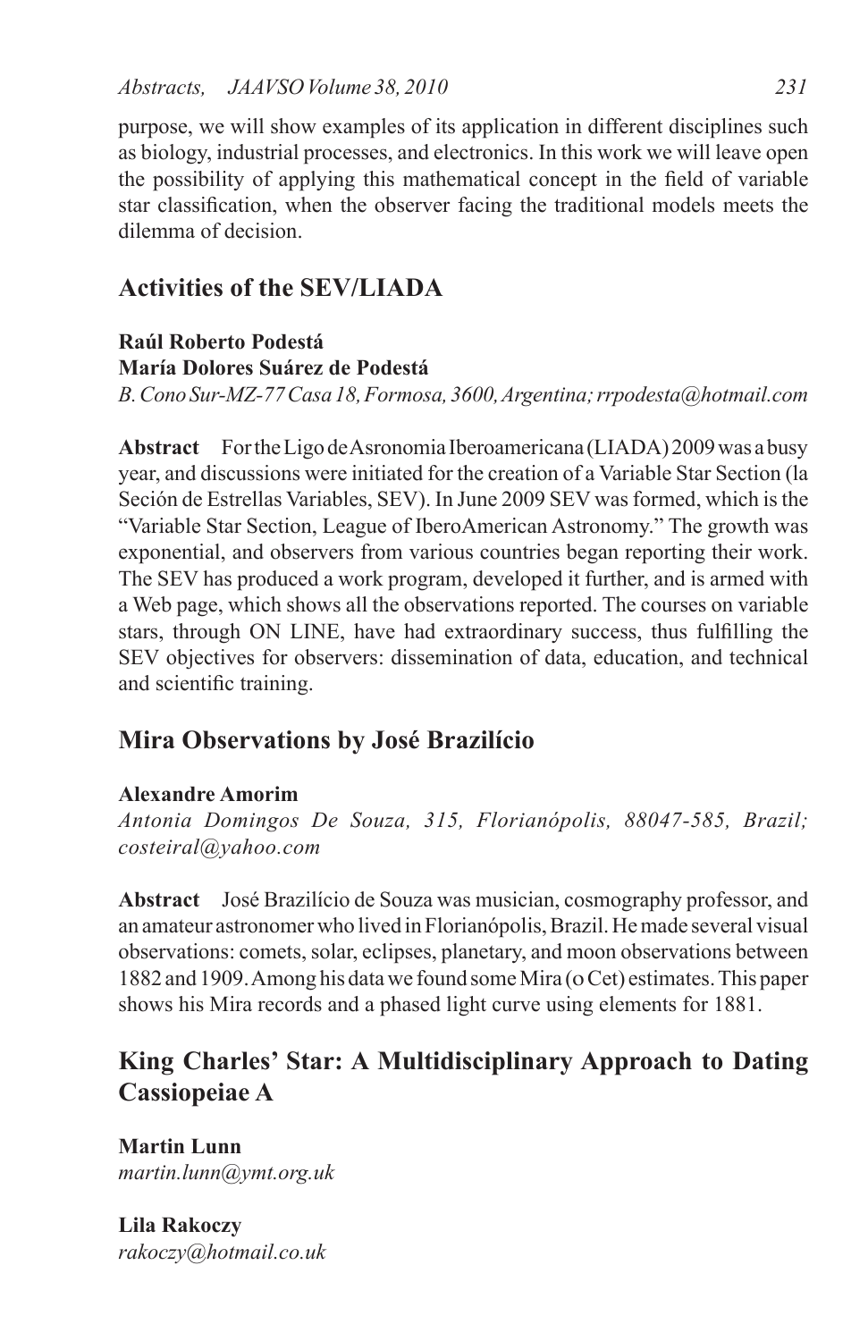purpose, we will show examples of its application in different disciplines such as biology, industrial processes, and electronics. In this work we will leave open the possibility of applying this mathematical concept in the field of variable star classification, when the observer facing the traditional models meets the dilemma of decision.

## Activities of the SEV/LIADA

**Raúl Roberto Podestá**
**María Dolores Suárez de Podestá**
*B. Cono Sur-MZ-77 Casa 18, Formosa, 3600, Argentina; rrpodesta@hotmail.com*

**Abstract** For the Ligo de Asronomia Iberoamericana (LIADA) 2009 was a busy year, and discussions were initiated for the creation of a Variable Star Section (la Seción de Estrellas Variables, SEV). In June 2009 SEV was formed, which is the "Variable Star Section, League of IberoAmerican Astronomy." The growth was exponential, and observers from various countries began reporting their work. The SEV has produced a work program, developed it further, and is armed with a Web page, which shows all the observations reported. The courses on variable stars, through ON LINE, have had extraordinary success, thus fulfilling the SEV objectives for observers: dissemination of data, education, and technical and scientific training.

## Mira Observations by José Brazilício

**Alexandre Amorim**
*Antonia Domingos De Souza, 315, Florianópolis, 88047-585, Brazil; costeiral@yahoo.com*

**Abstract** José Brazilício de Souza was musician, cosmography professor, and an amateur astronomer who lived in Florianópolis, Brazil. He made several visual observations: comets, solar, eclipses, planetary, and moon observations between 1882 and 1909. Among his data we found some Mira (o Cet) estimates. This paper shows his Mira records and a phased light curve using elements for 1881.

## King Charles' Star: A Multidisciplinary Approach to Dating Cassiopeiae A

**Martin Lunn**
*martin.lunn@ymt.org.uk*

**Lila Rakoczy**
*rakoczy@hotmail.co.uk*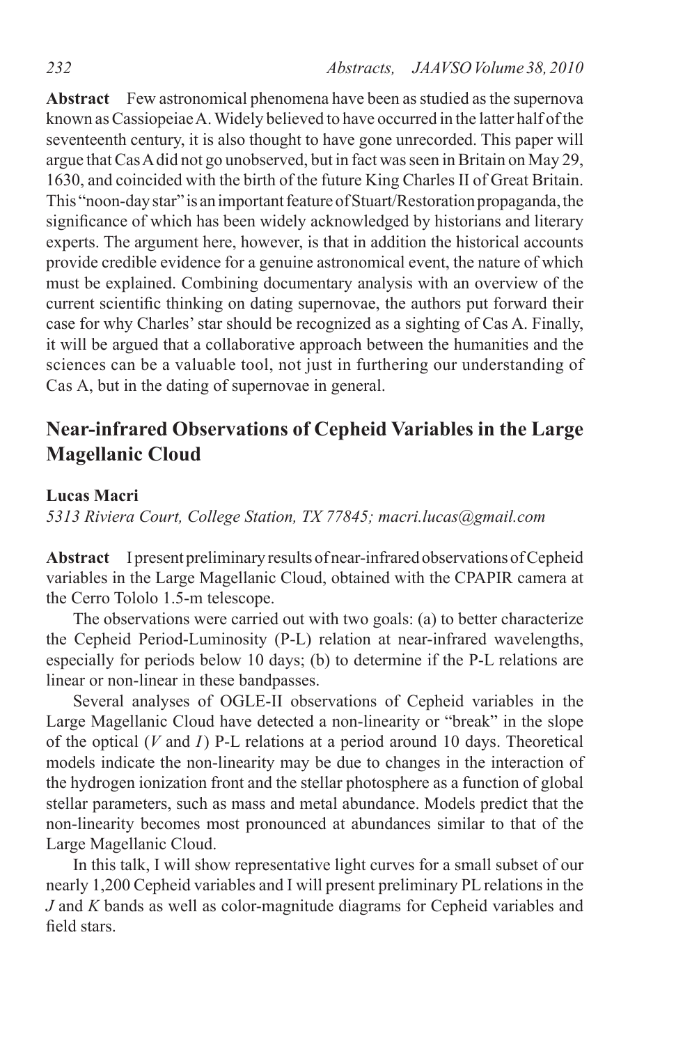**Abstract** Few astronomical phenomena have been as studied as the supernova known as Cassiopeiae A. Widely believed to have occurred in the latter half of the seventeenth century, it is also thought to have gone unrecorded. This paper will argue that Cas A did not go unobserved, but in fact was seen in Britain on May 29, 1630, and coincided with the birth of the future King Charles II of Great Britain. This "noon-day star" is an important feature of Stuart/Restoration propaganda, the significance of which has been widely acknowledged by historians and literary experts. The argument here, however, is that in addition the historical accounts provide credible evidence for a genuine astronomical event, the nature of which must be explained. Combining documentary analysis with an overview of the current scientific thinking on dating supernovae, the authors put forward their case for why Charles' star should be recognized as a sighting of Cas A. Finally, it will be argued that a collaborative approach between the humanities and the sciences can be a valuable tool, not just in furthering our understanding of Cas A, but in the dating of supernovae in general.

## Near-infrared Observations of Cepheid Variables in the Large Magellanic Cloud

**Lucas Macri**

*5313 Riviera Court, College Station, TX 77845; macri.lucas@gmail.com*

**Abstract** I present preliminary results of near-infrared observations of Cepheid variables in the Large Magellanic Cloud, obtained with the CPAPIR camera at the Cerro Tololo 1.5-m telescope.

The observations were carried out with two goals: (a) to better characterize the Cepheid Period-Luminosity (P-L) relation at near-infrared wavelengths, especially for periods below 10 days; (b) to determine if the P-L relations are linear or non-linear in these bandpasses.

Several analyses of OGLE-II observations of Cepheid variables in the Large Magellanic Cloud have detected a non-linearity or "break" in the slope of the optical ($V$ and $I$) P-L relations at a period around 10 days. Theoretical models indicate the non-linearity may be due to changes in the interaction of the hydrogen ionization front and the stellar photosphere as a function of global stellar parameters, such as mass and metal abundance. Models predict that the non-linearity becomes most pronounced at abundances similar to that of the Large Magellanic Cloud.

In this talk, I will show representative light curves for a small subset of our nearly 1,200 Cepheid variables and I will present preliminary PL relations in the $J$ and $K$ bands as well as color-magnitude diagrams for Cepheid variables and field stars.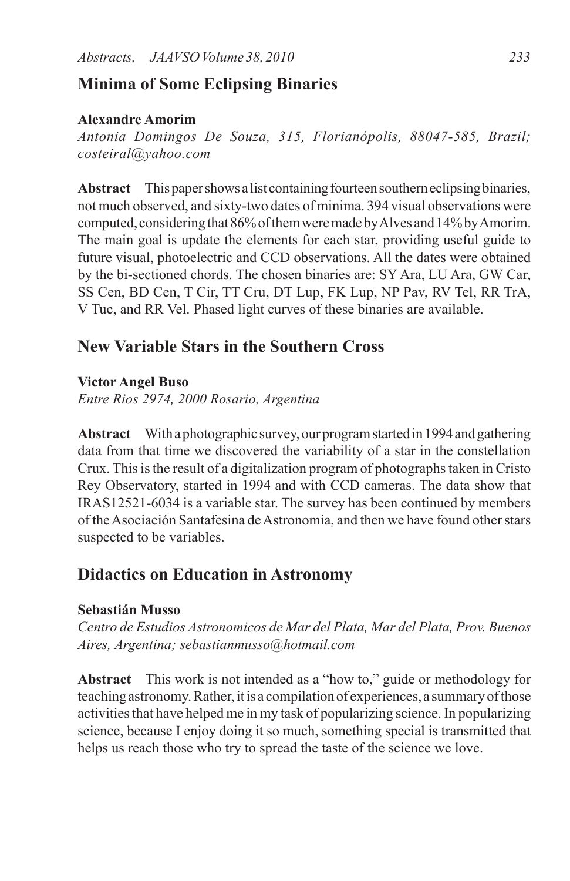## Minima of Some Eclipsing Binaries

**Alexandre Amorim**

*Antonia Domingos De Souza, 315, Florianópolis, 88047-585, Brazil; costeiral@yahoo.com*

**Abstract** This paper shows a list containing fourteen southern eclipsing binaries, not much observed, and sixty-two dates of minima. 394 visual observations were computed, considering that 86% of them were made by Alves and 14% by Amorim. The main goal is update the elements for each star, providing useful guide to future visual, photoelectric and CCD observations. All the dates were obtained by the bi-sectioned chords. The chosen binaries are: SY Ara, LU Ara, GW Car, SS Cen, BD Cen, T Cir, TT Cru, DT Lup, FK Lup, NP Pav, RV Tel, RR TrA, V Tuc, and RR Vel. Phased light curves of these binaries are available.

## New Variable Stars in the Southern Cross

**Victor Angel Buso**

*Entre Rios 2974, 2000 Rosario, Argentina*

**Abstract** With a photographic survey, our program started in 1994 and gathering data from that time we discovered the variability of a star in the constellation Crux. This is the result of a digitalization program of photographs taken in Cristo Rey Observatory, started in 1994 and with CCD cameras. The data show that IRAS12521-6034 is a variable star. The survey has been continued by members of the Asociación Santafesina de Astronomia, and then we have found other stars suspected to be variables.

## Didactics on Education in Astronomy

**Sebastián Musso**

*Centro de Estudios Astronomicos de Mar del Plata, Mar del Plata, Prov. Buenos Aires, Argentina; sebastianmusso@hotmail.com*

**Abstract** This work is not intended as a "how to," guide or methodology for teaching astronomy. Rather, it is a compilation of experiences, a summary of those activities that have helped me in my task of popularizing science. In popularizing science, because I enjoy doing it so much, something special is transmitted that helps us reach those who try to spread the taste of the science we love.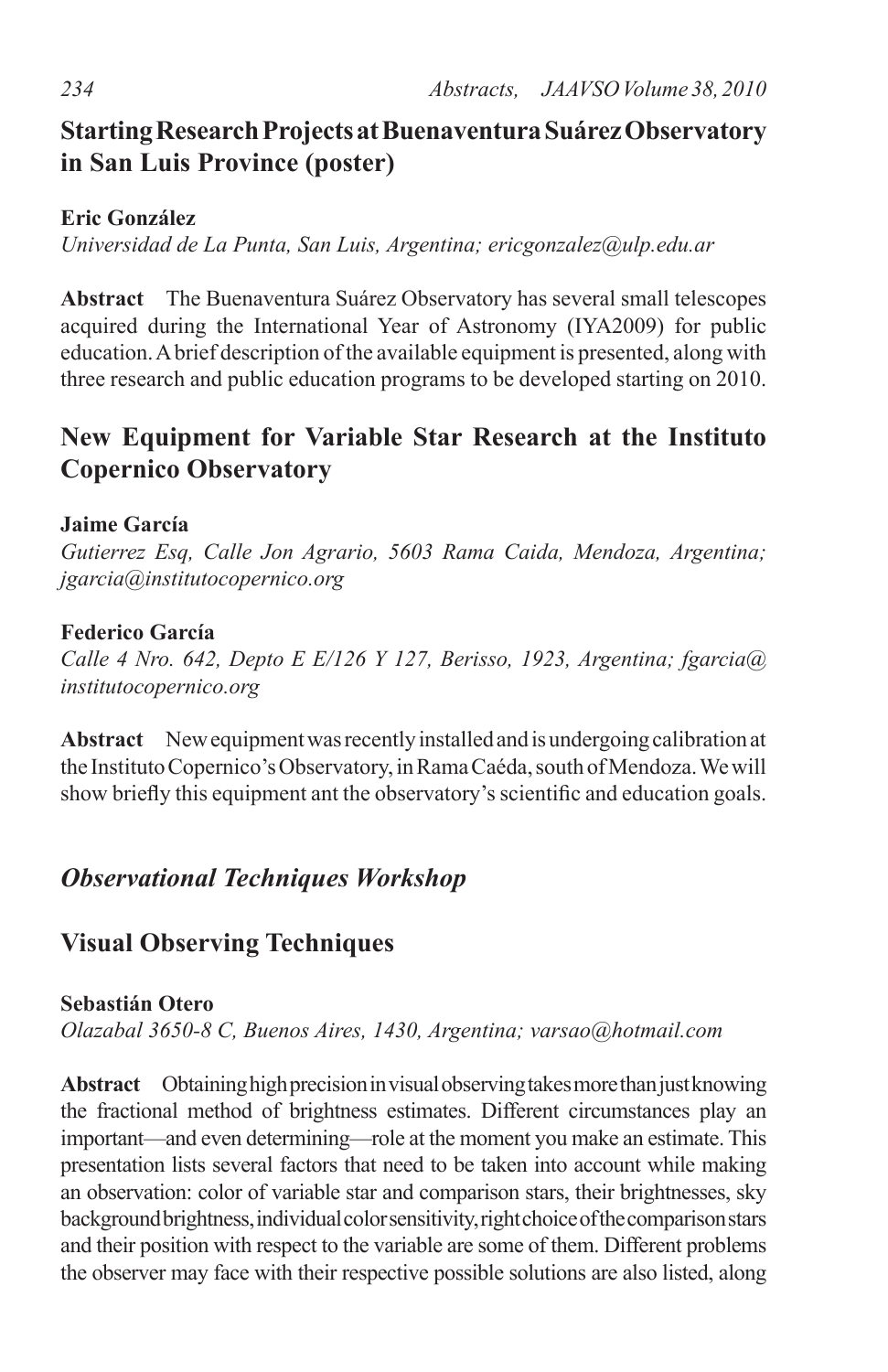## Starting Research Projects at Buenaventura Suárez Observatory in San Luis Province (poster)

**Eric González**

*Universidad de La Punta, San Luis, Argentina; ericgonzalez@ulp.edu.ar*

**Abstract** The Buenaventura Suárez Observatory has several small telescopes acquired during the International Year of Astronomy (IYA2009) for public education. A brief description of the available equipment is presented, along with three research and public education programs to be developed starting on 2010.

## New Equipment for Variable Star Research at the Instituto Copernico Observatory

**Jaime García**

*Gutierrez Esq, Calle Jon Agrario, 5603 Rama Caida, Mendoza, Argentina; jgarcia@institutocopernico.org*

**Federico García**

*Calle 4 Nro. 642, Depto E E/126 Y 127, Berisso, 1923, Argentina; fgarcia@institutocopernico.org*

**Abstract** New equipment was recently installed and is undergoing calibration at the Instituto Copernico's Observatory, in Rama Caéda, south of Mendoza. We will show briefly this equipment ant the observatory's scientific and education goals.

## *Observational Techniques Workshop*

## Visual Observing Techniques

**Sebastián Otero**

*Olazabal 3650-8 C, Buenos Aires, 1430, Argentina; varsao@hotmail.com*

**Abstract** Obtaining high precision in visual observing takes more than just knowing the fractional method of brightness estimates. Different circumstances play an important—and even determining—role at the moment you make an estimate. This presentation lists several factors that need to be taken into account while making an observation: color of variable star and comparison stars, their brightnesses, sky background brightness, individual color sensitivity, right choice of the comparison stars and their position with respect to the variable are some of them. Different problems the observer may face with their respective possible solutions are also listed, along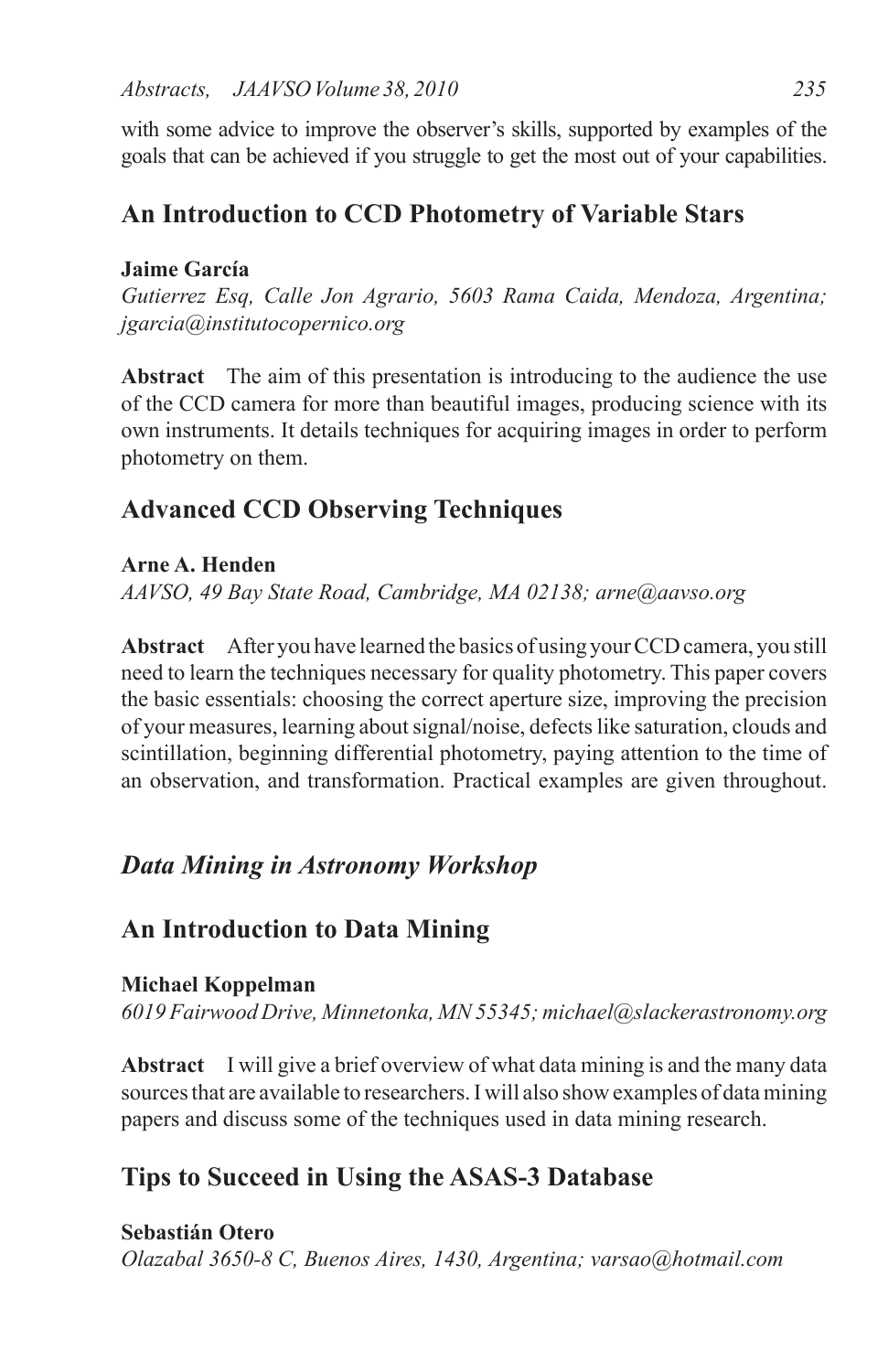with some advice to improve the observer's skills, supported by examples of the goals that can be achieved if you struggle to get the most out of your capabilities.

## An Introduction to CCD Photometry of Variable Stars

**Jaime García**
*Gutierrez Esq, Calle Jon Agrario, 5603 Rama Caida, Mendoza, Argentina; jgarcia@institutocopernico.org*

**Abstract** The aim of this presentation is introducing to the audience the use of the CCD camera for more than beautiful images, producing science with its own instruments. It details techniques for acquiring images in order to perform photometry on them.

## Advanced CCD Observing Techniques

**Arne A. Henden**
*AAVSO, 49 Bay State Road, Cambridge, MA 02138; arne@aavso.org*

**Abstract** After you have learned the basics of using your CCD camera, you still need to learn the techniques necessary for quality photometry. This paper covers the basic essentials: choosing the correct aperture size, improving the precision of your measures, learning about signal/noise, defects like saturation, clouds and scintillation, beginning differential photometry, paying attention to the time of an observation, and transformation. Practical examples are given throughout.

# *Data Mining in Astronomy Workshop*

## An Introduction to Data Mining

**Michael Koppelman**
*6019 Fairwood Drive, Minnetonka, MN 55345; michael@slackerastronomy.org*

**Abstract** I will give a brief overview of what data mining is and the many data sources that are available to researchers. I will also show examples of data mining papers and discuss some of the techniques used in data mining research.

## Tips to Succeed in Using the ASAS-3 Database

**Sebastián Otero**
*Olazabal 3650-8 C, Buenos Aires, 1430, Argentina; varsao@hotmail.com*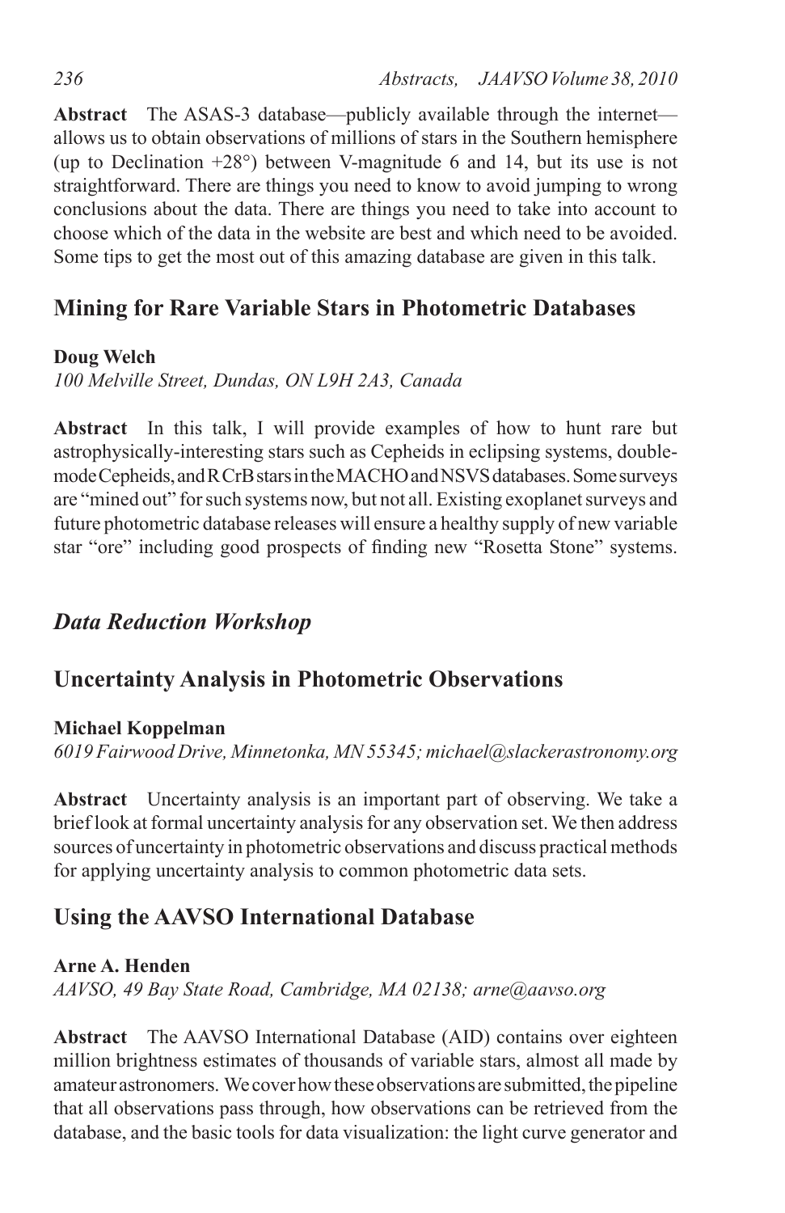**Abstract** The ASAS-3 database—publicly available through the internet—allows us to obtain observations of millions of stars in the Southern hemisphere (up to Declination +28°) between V-magnitude 6 and 14, but its use is not straightforward. There are things you need to know to avoid jumping to wrong conclusions about the data. There are things you need to take into account to choose which of the data in the website are best and which need to be avoided. Some tips to get the most out of this amazing database are given in this talk.

## Mining for Rare Variable Stars in Photometric Databases

**Doug Welch**
*100 Melville Street, Dundas, ON L9H 2A3, Canada*

**Abstract** In this talk, I will provide examples of how to hunt rare but astrophysically-interesting stars such as Cepheids in eclipsing systems, double-mode Cepheids, and R CrB stars in the MACHO and NSVS databases. Some surveys are "mined out" for such systems now, but not all. Existing exoplanet surveys and future photometric database releases will ensure a healthy supply of new variable star "ore" including good prospects of finding new "Rosetta Stone" systems.

# *Data Reduction Workshop*

## Uncertainty Analysis in Photometric Observations

**Michael Koppelman**
*6019 Fairwood Drive, Minnetonka, MN 55345; michael@slackerastronomy.org*

**Abstract** Uncertainty analysis is an important part of observing. We take a brief look at formal uncertainty analysis for any observation set. We then address sources of uncertainty in photometric observations and discuss practical methods for applying uncertainty analysis to common photometric data sets.

## Using the AAVSO International Database

**Arne A. Henden**
*AAVSO, 49 Bay State Road, Cambridge, MA 02138; arne@aavso.org*

**Abstract** The AAVSO International Database (AID) contains over eighteen million brightness estimates of thousands of variable stars, almost all made by amateur astronomers. We cover how these observations are submitted, the pipeline that all observations pass through, how observations can be retrieved from the database, and the basic tools for data visualization: the light curve generator and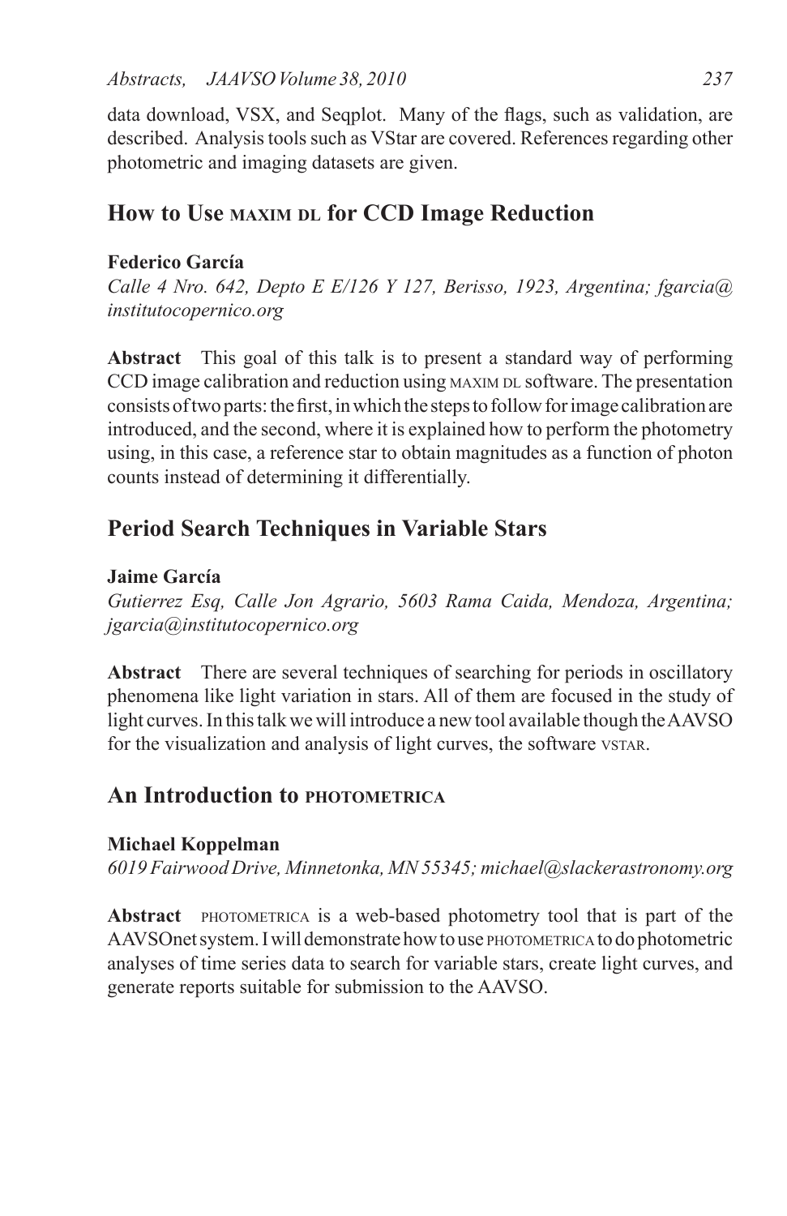data download, VSX, and Seqplot. Many of the flags, such as validation, are described. Analysis tools such as VStar are covered. References regarding other photometric and imaging datasets are given.

## How to Use MAXIM DL for CCD Image Reduction

**Federico García**

*Calle 4 Nro. 642, Depto E E/126 Y 127, Berisso, 1923, Argentina; fgarcia@institutocopernico.org*

**Abstract** This goal of this talk is to present a standard way of performing CCD image calibration and reduction using MAXIM DL software. The presentation consists of two parts: the first, in which the steps to follow for image calibration are introduced, and the second, where it is explained how to perform the photometry using, in this case, a reference star to obtain magnitudes as a function of photon counts instead of determining it differentially.

## Period Search Techniques in Variable Stars

**Jaime García**

*Gutierrez Esq, Calle Jon Agrario, 5603 Rama Caida, Mendoza, Argentina; jgarcia@institutocopernico.org*

**Abstract** There are several techniques of searching for periods in oscillatory phenomena like light variation in stars. All of them are focused in the study of light curves. In this talk we will introduce a new tool available though the AAVSO for the visualization and analysis of light curves, the software VSTAR.

## An Introduction to PHOTOMETRICA

**Michael Koppelman**

*6019 Fairwood Drive, Minnetonka, MN 55345; michael@slackerastronomy.org*

**Abstract** PHOTOMETRICA is a web-based photometry tool that is part of the AAVSOnet system. I will demonstrate how to use PHOTOMETRICA to do photometric analyses of time series data to search for variable stars, create light curves, and generate reports suitable for submission to the AAVSO.